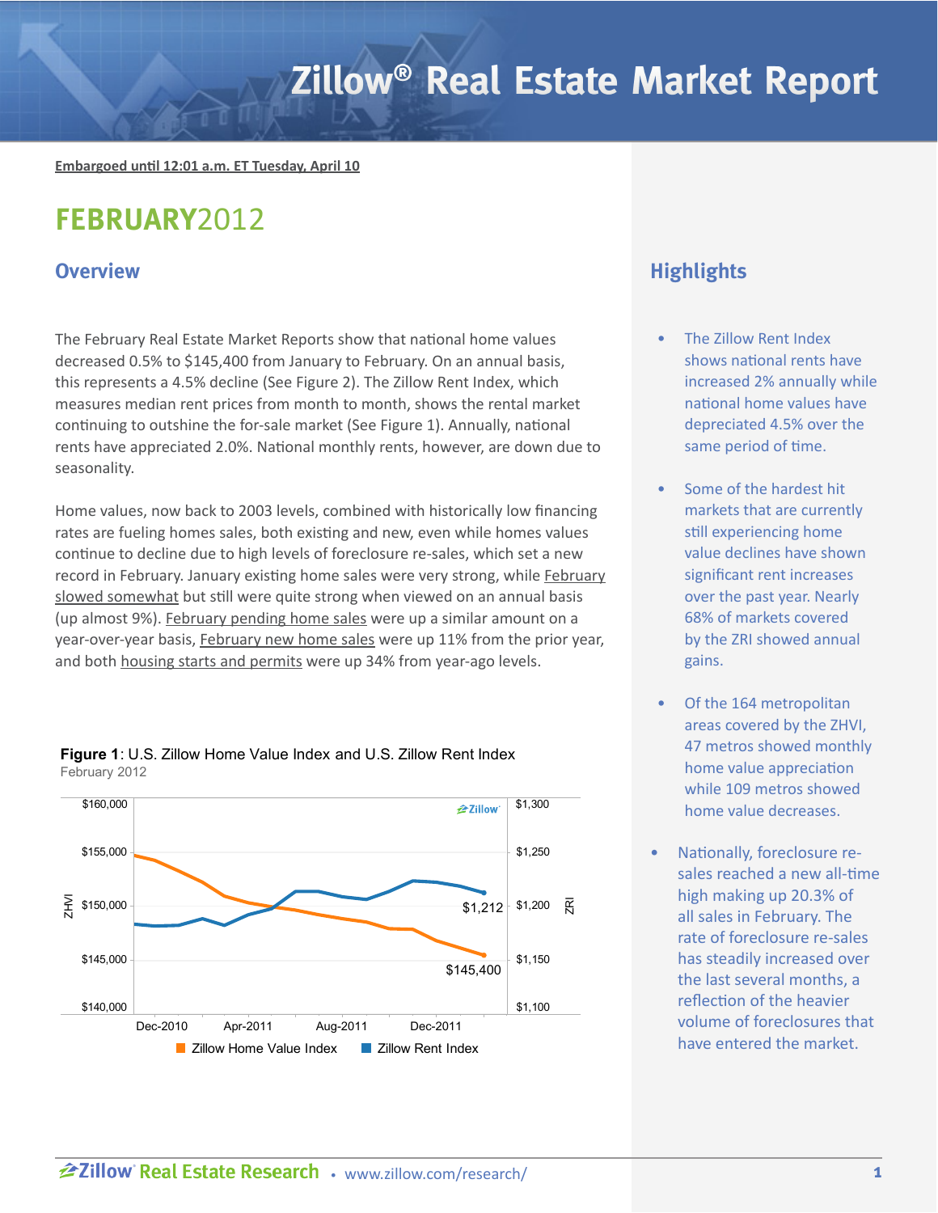# Zillow® Real Estate Market Report

Embargoed until 12:01 a.m. ET Tuesday, April 10

## FEBRUARY 2012

### Overview

The February Real Estate Market Reports show that national home values decreased 0.5% to $145,400 from January to February. On an annual basis, this represents a 4.5% decline (See Figure 2). The Zillow Rent Index, which measures median rent prices from month to month, shows the rental market continuing to outshine the for-sale market (See Figure 1). Annually, national rents have appreciated 2.0%. National monthly rents, however, are down due to seasonality.

Home values, now back to 2003 levels, combined with historically low financing rates are fueling homes sales, both existing and new, even while homes values continue to decline due to high levels of foreclosure re-sales, which set a new record in February. January existing home sales were very strong, while February slowed somewhat but still were quite strong when viewed on an annual basis (up almost 9%). February pending home sales were up a similar amount on a year-over-year basis, February new home sales were up 11% from the prior year, and both housing starts and permits were up 34% from year-ago levels.

**Figure 1**: U.S. Zillow Home Value Index and U.S. Zillow Rent Index
February 2012

### Highlights

- The Zillow Rent Index shows national rents have increased 2% annually while national home values have depreciated 4.5% over the same period of time.
- Some of the hardest hit markets that are currently still experiencing home value declines have shown significant rent increases over the past year. Nearly 68% of markets covered by the ZRI showed annual gains.
- Of the 164 metropolitan areas covered by the ZHVI, 47 metros showed monthly home value appreciation while 109 metros showed home value decreases.
- Nationally, foreclosure re-sales reached a new all-time high making up 20.3% of all sales in February. The rate of foreclosure re-sales has steadily increased over the last several months, a reflection of the heavier volume of foreclosures that have entered the market.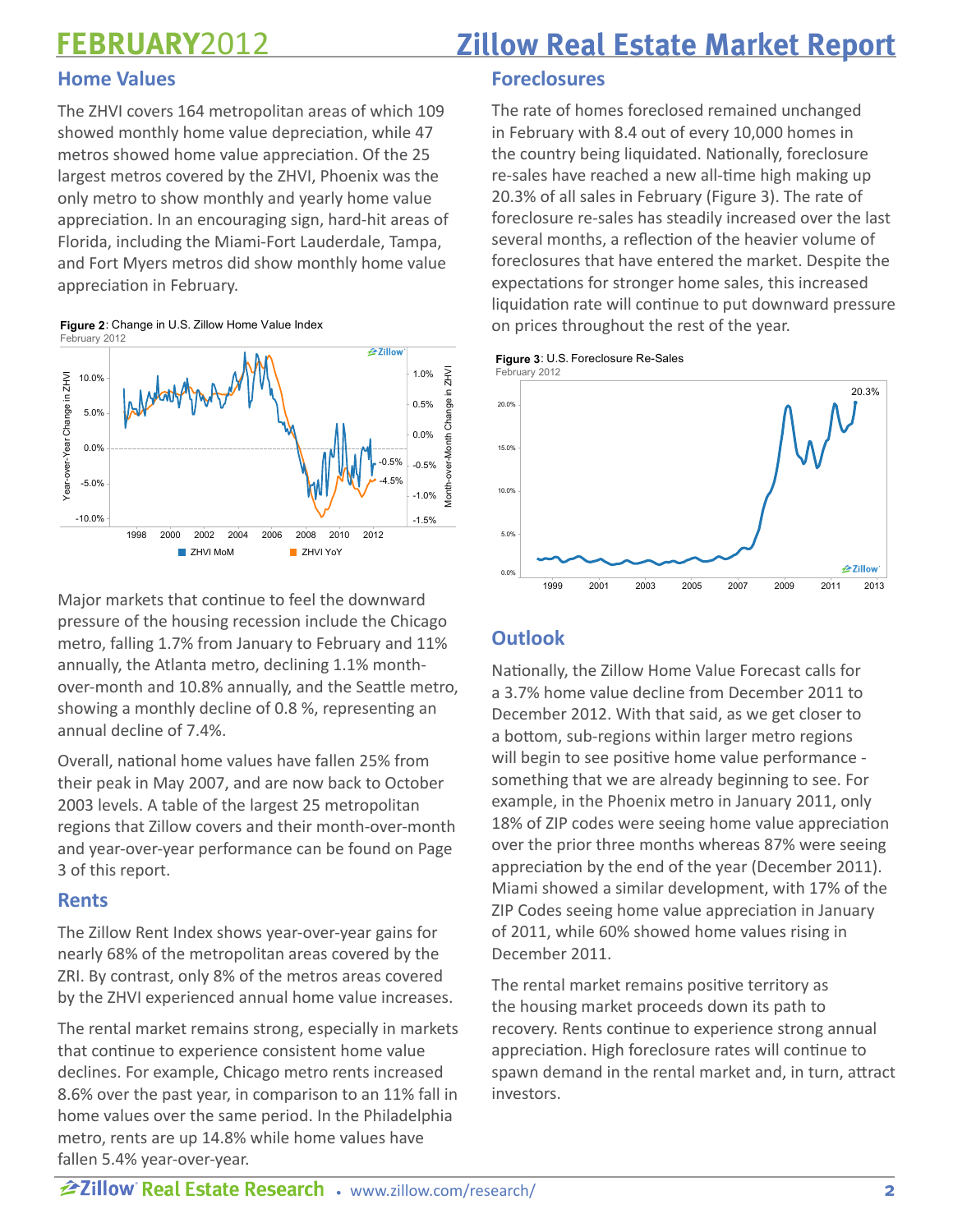# FEBRUARY2012 Zillow Real Estate Market Report

## Home Values

The ZHVI covers 164 metropolitan areas of which 109 showed monthly home value depreciation, while 47 metros showed home value appreciation. Of the 25 largest metros covered by the ZHVI, Phoenix was the only metro to show monthly and yearly home value appreciation. In an encouraging sign, hard-hit areas of Florida, including the Miami-Fort Lauderdale, Tampa, and Fort Myers metros did show monthly home value appreciation in February.

**Figure 2**: Change in U.S. Zillow Home Value Index
February 2012

Major markets that continue to feel the downward pressure of the housing recession include the Chicago metro, falling 1.7% from January to February and 11% annually, the Atlanta metro, declining 1.1% month-over-month and 10.8% annually, and the Seattle metro, showing a monthly decline of 0.8 %, representing an annual decline of 7.4%.

Overall, national home values have fallen 25% from their peak in May 2007, and are now back to October 2003 levels. A table of the largest 25 metropolitan regions that Zillow covers and their month-over-month and year-over-year performance can be found on Page 3 of this report.

## Rents

The Zillow Rent Index shows year-over-year gains for nearly 68% of the metropolitan areas covered by the ZRI. By contrast, only 8% of the metros areas covered by the ZHVI experienced annual home value increases.

The rental market remains strong, especially in markets that continue to experience consistent home value declines. For example, Chicago metro rents increased 8.6% over the past year, in comparison to an 11% fall in home values over the same period. In the Philadelphia metro, rents are up 14.8% while home values have fallen 5.4% year-over-year.

## Foreclosures

The rate of homes foreclosed remained unchanged in February with 8.4 out of every 10,000 homes in the country being liquidated. Nationally, foreclosure re-sales have reached a new all-time high making up 20.3% of all sales in February (Figure 3). The rate of foreclosure re-sales has steadily increased over the last several months, a reflection of the heavier volume of foreclosures that have entered the market. Despite the expectations for stronger home sales, this increased liquidation rate will continue to put downward pressure on prices throughout the rest of the year.

**Figure 3**: U.S. Foreclosure Re-Sales
February 2012

## Outlook

Nationally, the Zillow Home Value Forecast calls for a 3.7% home value decline from December 2011 to December 2012. With that said, as we get closer to a bottom, sub-regions within larger metro regions will begin to see positive home value performance - something that we are already beginning to see. For example, in the Phoenix metro in January 2011, only 18% of ZIP codes were seeing home value appreciation over the prior three months whereas 87% were seeing appreciation by the end of the year (December 2011). Miami showed a similar development, with 17% of the ZIP Codes seeing home value appreciation in January of 2011, while 60% showed home values rising in December 2011.

The rental market remains positive territory as the housing market proceeds down its path to recovery. Rents continue to experience strong annual appreciation. High foreclosure rates will continue to spawn demand in the rental market and, in turn, attract investors.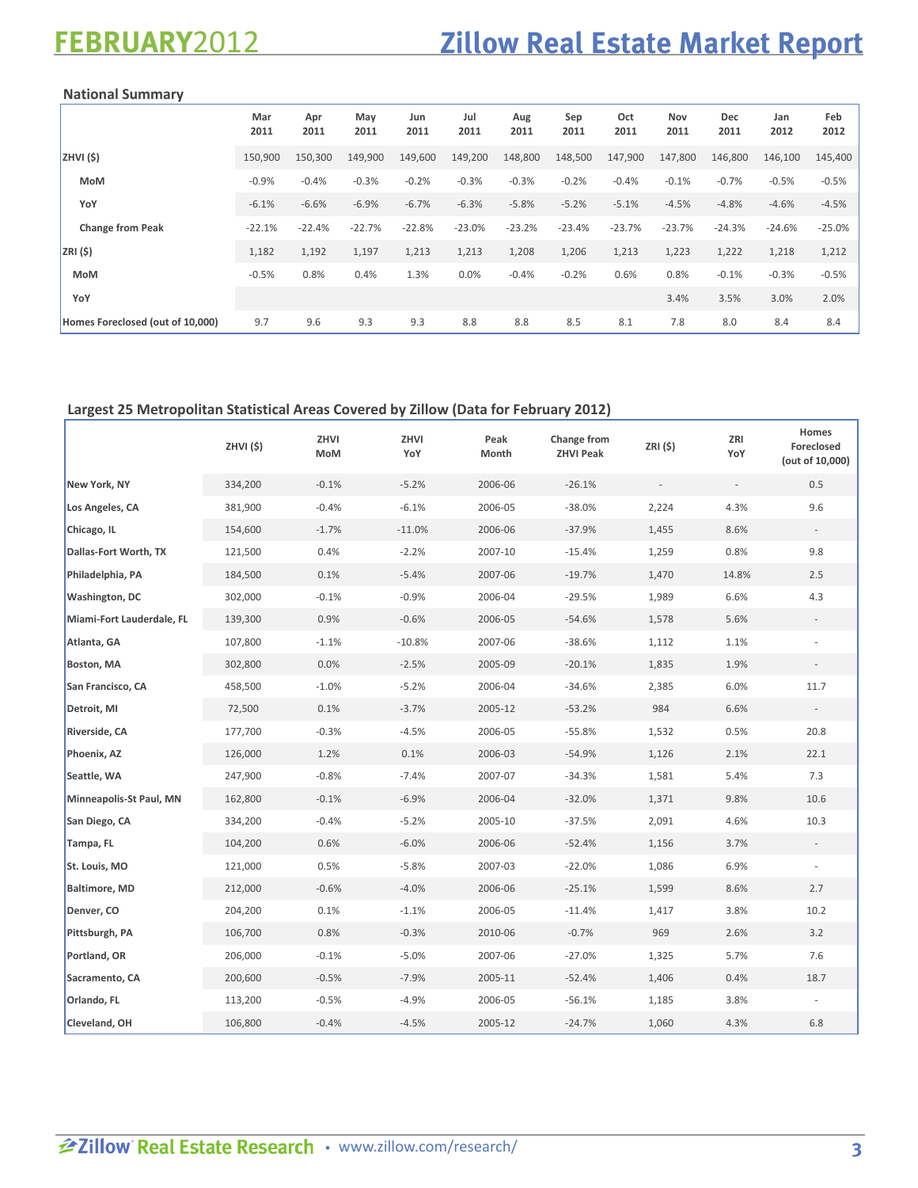# FEBRUARY2012 Zillow Real Estate Market Report

## National Summary

| | Mar 2011 | Apr 2011 | May 2011 | Jun 2011 | Jul 2011 | Aug 2011 | Sep 2011 | Oct 2011 | Nov 2011 | Dec 2011 | Jan 2012 | Feb 2012 |
|---|---|---|---|---|---|---|---|---|---|---|---|---|
| **ZHVI ($)** | 150,900 | 150,300 | 149,900 | 149,600 | 149,200 | 148,800 | 148,500 | 147,900 | 147,800 | 146,800 | 146,100 | 145,400 |
| **MoM** | -0.9% | -0.4% | -0.3% | -0.2% | -0.3% | -0.3% | -0.2% | -0.4% | -0.1% | -0.7% | -0.5% | -0.5% |
| **YoY** | -6.1% | -6.6% | -6.9% | -6.7% | -6.3% | -5.8% | -5.2% | -5.1% | -4.5% | -4.8% | -4.6% | -4.5% |
| **Change from Peak** | -22.1% | -22.4% | -22.7% | -22.8% | -23.0% | -23.2% | -23.4% | -23.7% | -23.7% | -24.3% | -24.6% | -25.0% |
| **ZRI ($)** | 1,182 | 1,192 | 1,197 | 1,213 | 1,213 | 1,208 | 1,206 | 1,213 | 1,223 | 1,222 | 1,218 | 1,212 |
| **MoM** | -0.5% | 0.8% | 0.4% | 1.3% | 0.0% | -0.4% | -0.2% | 0.6% | 0.8% | -0.1% | -0.3% | -0.5% |
| **YoY** | | | | | | | | | 3.4% | 3.5% | 3.0% | 2.0% |
| **Homes Foreclosed (out of 10,000)** | 9.7 | 9.6 | 9.3 | 9.3 | 8.8 | 8.8 | 8.5 | 8.1 | 7.8 | 8.0 | 8.4 | 8.4 |

## Largest 25 Metropolitan Statistical Areas Covered by Zillow (Data for February 2012)

| | ZHVI ($) | ZHVI MoM | ZHVI YoY | Peak Month | Change from ZHVI Peak | ZRI ($) | ZRI YoY | Homes Foreclosed (out of 10,000) |
|---|---|---|---|---|---|---|---|---|
| **New York, NY** | 334,200 | -0.1% | -5.2% | 2006-06 | -26.1% | - | - | 0.5 |
| **Los Angeles, CA** | 381,900 | -0.4% | -6.1% | 2006-05 | -38.0% | 2,224 | 4.3% | 9.6 |
| **Chicago, IL** | 154,600 | -1.7% | -11.0% | 2006-06 | -37.9% | 1,455 | 8.6% | - |
| **Dallas-Fort Worth, TX** | 121,500 | 0.4% | -2.2% | 2007-10 | -15.4% | 1,259 | 0.8% | 9.8 |
| **Philadelphia, PA** | 184,500 | 0.1% | -5.4% | 2007-06 | -19.7% | 1,470 | 14.8% | 2.5 |
| **Washington, DC** | 302,000 | -0.1% | -0.9% | 2006-04 | -29.5% | 1,989 | 6.6% | 4.3 |
| **Miami-Fort Lauderdale, FL** | 139,300 | 0.9% | -0.6% | 2006-05 | -54.6% | 1,578 | 5.6% | - |
| **Atlanta, GA** | 107,800 | -1.1% | -10.8% | 2007-06 | -38.6% | 1,112 | 1.1% | - |
| **Boston, MA** | 302,800 | 0.0% | -2.5% | 2005-09 | -20.1% | 1,835 | 1.9% | - |
| **San Francisco, CA** | 458,500 | -1.0% | -5.2% | 2006-04 | -34.6% | 2,385 | 6.0% | 11.7 |
| **Detroit, MI** | 72,500 | 0.1% | -3.7% | 2005-12 | -53.2% | 984 | 6.6% | - |
| **Riverside, CA** | 177,700 | -0.3% | -4.5% | 2006-05 | -55.8% | 1,532 | 0.5% | 20.8 |
| **Phoenix, AZ** | 126,000 | 1.2% | 0.1% | 2006-03 | -54.9% | 1,126 | 2.1% | 22.1 |
| **Seattle, WA** | 247,900 | -0.8% | -7.4% | 2007-07 | -34.3% | 1,581 | 5.4% | 7.3 |
| **Minneapolis-St Paul, MN** | 162,800 | -0.1% | -6.9% | 2006-04 | -32.0% | 1,371 | 9.8% | 10.6 |
| **San Diego, CA** | 334,200 | -0.4% | -5.2% | 2005-10 | -37.5% | 2,091 | 4.6% | 10.3 |
| **Tampa, FL** | 104,200 | 0.6% | -6.0% | 2006-06 | -52.4% | 1,156 | 3.7% | - |
| **St. Louis, MO** | 121,000 | 0.5% | -5.8% | 2007-03 | -22.0% | 1,086 | 6.9% | - |
| **Baltimore, MD** | 212,000 | -0.6% | -4.0% | 2006-06 | -25.1% | 1,599 | 8.6% | 2.7 |
| **Denver, CO** | 204,200 | 0.1% | -1.1% | 2006-05 | -11.4% | 1,417 | 3.8% | 10.2 |
| **Pittsburgh, PA** | 106,700 | 0.8% | -0.3% | 2010-06 | -0.7% | 969 | 2.6% | 3.2 |
| **Portland, OR** | 206,000 | -0.1% | -5.0% | 2007-06 | -27.0% | 1,325 | 5.7% | 7.6 |
| **Sacramento, CA** | 200,600 | -0.5% | -7.9% | 2005-11 | -52.4% | 1,406 | 0.4% | 18.7 |
| **Orlando, FL** | 113,200 | -0.5% | -4.9% | 2006-05 | -56.1% | 1,185 | 3.8% | - |
| **Cleveland, OH** | 106,800 | -0.4% | -4.5% | 2005-12 | -24.7% | 1,060 | 4.3% | 6.8 |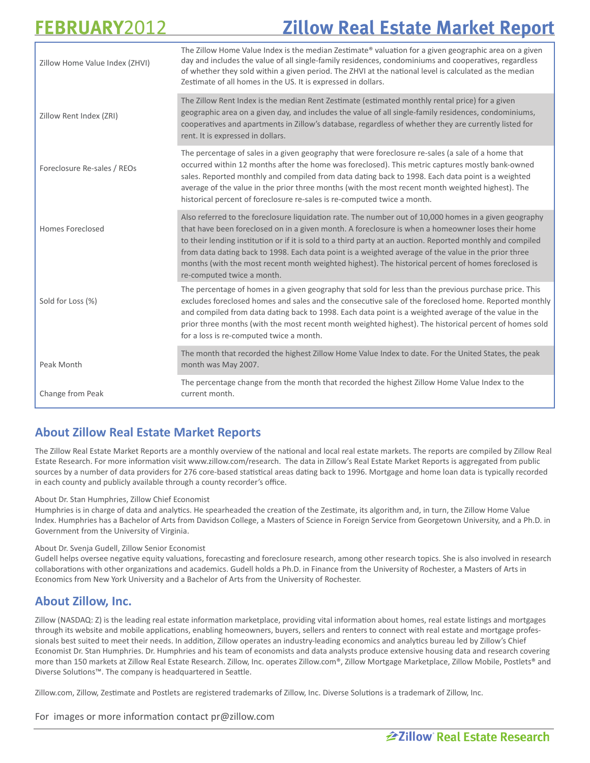| | |
|---|---|
| Zillow Home Value Index (ZHVI) | The Zillow Home Value Index is the median Zestimate® valuation for a given geographic area on a given day and includes the value of all single-family residences, condominiums and cooperatives, regardless of whether they sold within a given period. The ZHVI at the national level is calculated as the median Zestimate of all homes in the US. It is expressed in dollars. |
| Zillow Rent Index (ZRI) | The Zillow Rent Index is the median Rent Zestimate (estimated monthly rental price) for a given geographic area on a given day, and includes the value of all single-family residences, condominiums, cooperatives and apartments in Zillow's database, regardless of whether they are currently listed for rent. It is expressed in dollars. |
| Foreclosure Re-sales / REOs | The percentage of sales in a given geography that were foreclosure re-sales (a sale of a home that occurred within 12 months after the home was foreclosed). This metric captures mostly bank-owned sales. Reported monthly and compiled from data dating back to 1998. Each data point is a weighted average of the value in the prior three months (with the most recent month weighted highest). The historical percent of foreclosure re-sales is re-computed twice a month. |
| Homes Foreclosed | Also referred to the foreclosure liquidation rate. The number out of 10,000 homes in a given geography that have been foreclosed on in a given month. A foreclosure is when a homeowner loses their home to their lending institution or if it is sold to a third party at an auction. Reported monthly and compiled from data dating back to 1998. Each data point is a weighted average of the value in the prior three months (with the most recent month weighted highest). The historical percent of homes foreclosed is re-computed twice a month. |
| Sold for Loss (%) | The percentage of homes in a given geography that sold for less than the previous purchase price. This excludes foreclosed homes and sales and the consecutive sale of the foreclosed home. Reported monthly and compiled from data dating back to 1998. Each data point is a weighted average of the value in the prior three months (with the most recent month weighted highest). The historical percent of homes sold for a loss is re-computed twice a month. |
| Peak Month | The month that recorded the highest Zillow Home Value Index to date. For the United States, the peak month was May 2007. |
| Change from Peak | The percentage change from the month that recorded the highest Zillow Home Value Index to the current month. |

## About Zillow Real Estate Market Reports

The Zillow Real Estate Market Reports are a monthly overview of the national and local real estate markets. The reports are compiled by Zillow Real Estate Research. For more information visit www.zillow.com/research. The data in Zillow's Real Estate Market Reports is aggregated from public sources by a number of data providers for 276 core-based statistical areas dating back to 1996. Mortgage and home loan data is typically recorded in each county and publicly available through a county recorder's office.

About Dr. Stan Humphries, Zillow Chief Economist
Humphries is in charge of data and analytics. He spearheaded the creation of the Zestimate, its algorithm and, in turn, the Zillow Home Value Index. Humphries has a Bachelor of Arts from Davidson College, a Masters of Science in Foreign Service from Georgetown University, and a Ph.D. in Government from the University of Virginia.

About Dr. Svenja Gudell, Zillow Senior Economist
Gudell helps oversee negative equity valuations, forecasting and foreclosure research, among other research topics. She is also involved in research collaborations with other organizations and academics. Gudell holds a Ph.D. in Finance from the University of Rochester, a Masters of Arts in Economics from New York University and a Bachelor of Arts from the University of Rochester.

## About Zillow, Inc.

Zillow (NASDAQ: Z) is the leading real estate information marketplace, providing vital information about homes, real estate listings and mortgages through its website and mobile applications, enabling homeowners, buyers, sellers and renters to connect with real estate and mortgage professionals best suited to meet their needs. In addition, Zillow operates an industry-leading economics and analytics bureau led by Zillow's Chief Economist Dr. Stan Humphries. Dr. Humphries and his team of economists and data analysts produce extensive housing data and research covering more than 150 markets at Zillow Real Estate Research. Zillow, Inc. operates Zillow.com®, Zillow Mortgage Marketplace, Zillow Mobile, Postlets® and Diverse Solutions™. The company is headquartered in Seattle.

Zillow.com, Zillow, Zestimate and Postlets are registered trademarks of Zillow, Inc. Diverse Solutions is a trademark of Zillow, Inc.

For images or more information contact pr@zillow.com